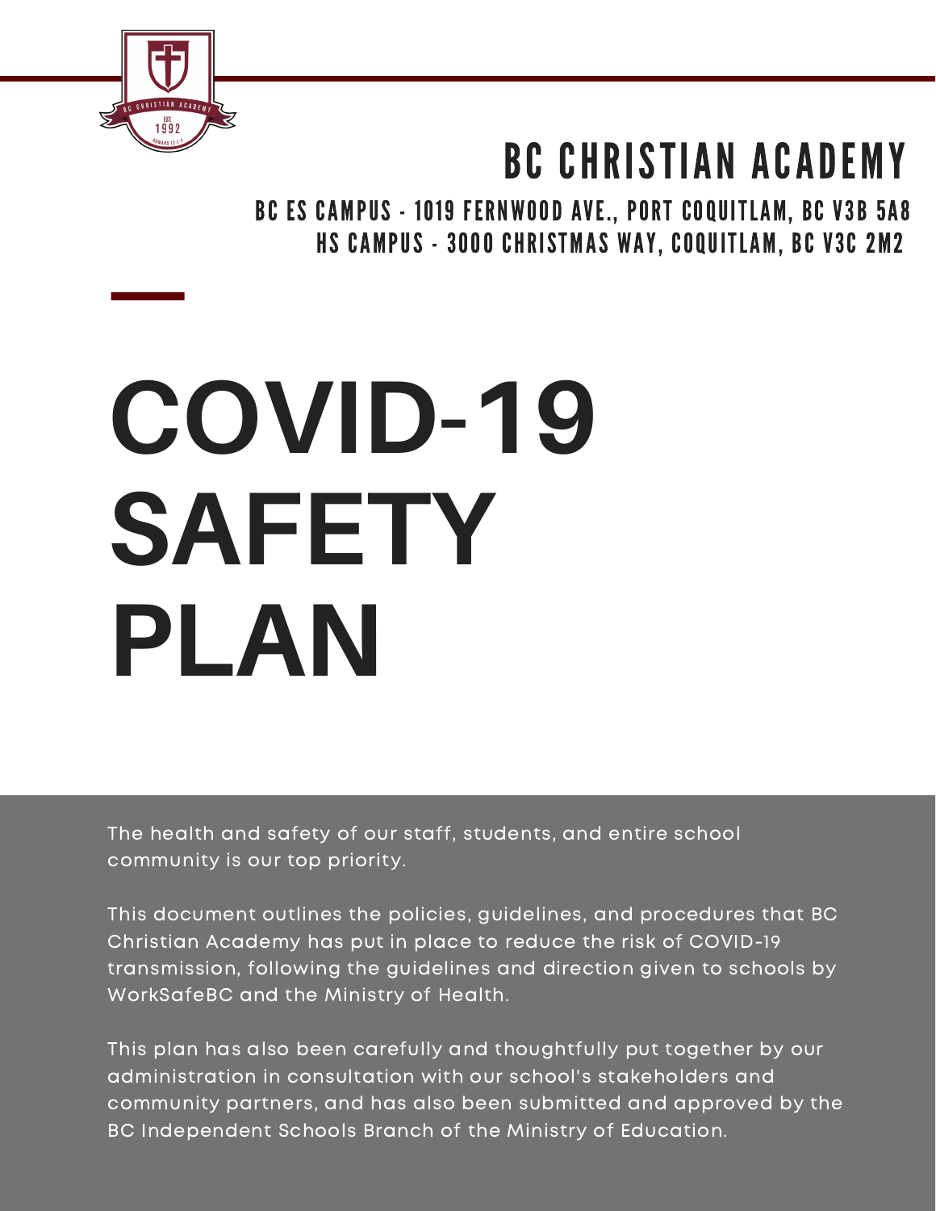# BC CHRISTIAN ACADEMY

BC ES CAMPUS - 1019 FERNWOOD AVE., PORT COQUITLAM, BC V3B 5A8
HS CAMPUS - 3000 CHRISTMAS WAY, COQUITLAM, BC V3C 2M2

# COVID-19 SAFETY PLAN

The health and safety of our staff, students, and entire school community is our top priority.

This document outlines the policies, guidelines, and procedures that BC Christian Academy has put in place to reduce the risk of COVID-19 transmission, following the guidelines and direction given to schools by WorkSafeBC and the Ministry of Health.

This plan has also been carefully and thoughtfully put together by our administration in consultation with our school's stakeholders and community partners, and has also been submitted and approved by the BC Independent Schools Branch of the Ministry of Education.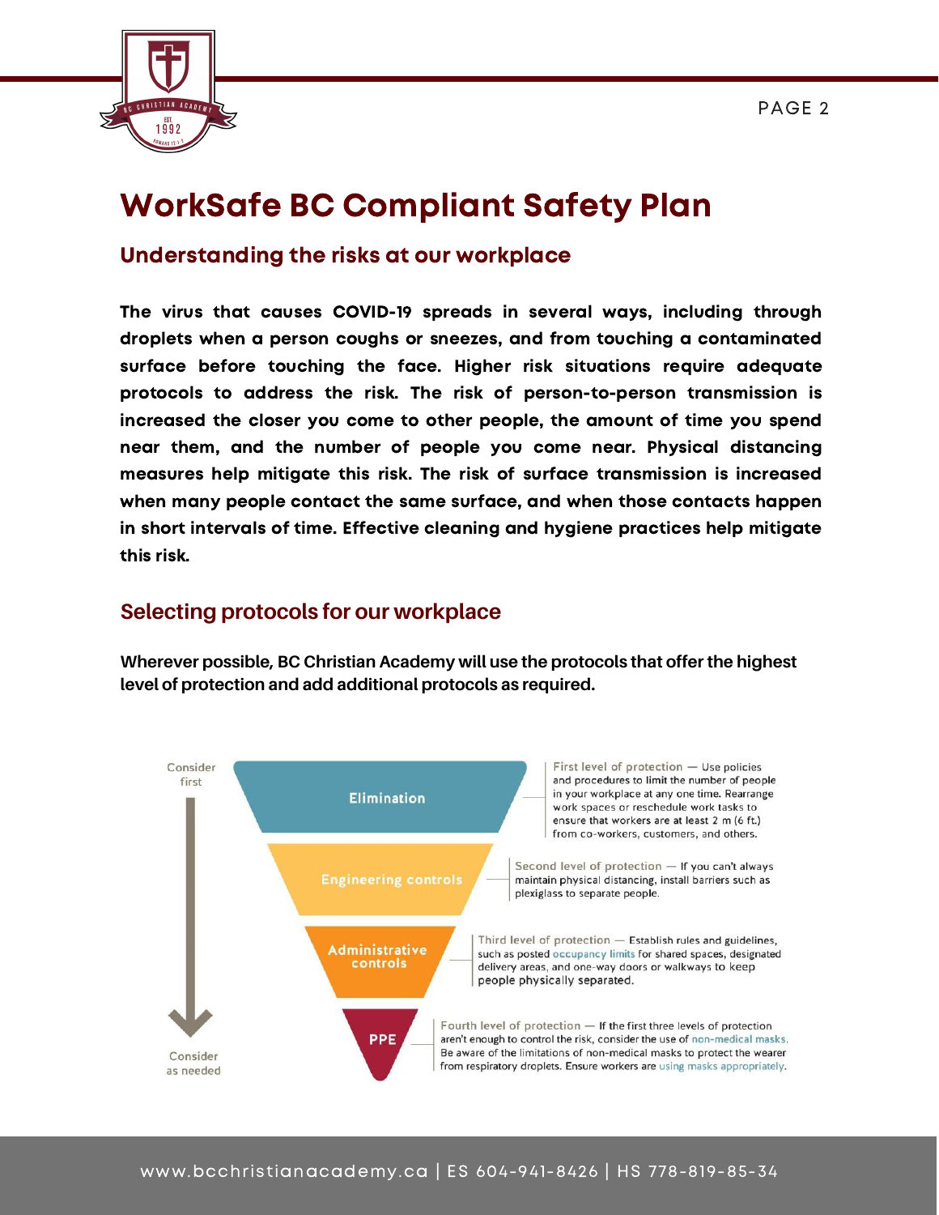# WorkSafe BC Compliant Safety Plan

## Understanding the risks at our workplace

**The virus that causes COVID-19 spreads in several ways, including through droplets when a person coughs or sneezes, and from touching a contaminated surface before touching the face. Higher risk situations require adequate protocols to address the risk. The risk of person-to-person transmission is increased the closer you come to other people, the amount of time you spend near them, and the number of people you come near. Physical distancing measures help mitigate this risk. The risk of surface transmission is increased when many people contact the same surface, and when those contacts happen in short intervals of time. Effective cleaning and hygiene practices help mitigate this risk.**

## Selecting protocols for our workplace

**Wherever possible, BC Christian Academy will use the protocols that offer the highest level of protection and add additional protocols as required.**

Consider first

**Elimination** — First level of protection — Use policies and procedures to limit the number of people in your workplace at any one time. Rearrange work spaces or reschedule work tasks to ensure that workers are at least 2 m (6 ft.) from co-workers, customers, and others.

**Engineering controls** — Second level of protection — If you can't always maintain physical distancing, install barriers such as plexiglass to separate people.

**Administrative controls** — Third level of protection — Establish rules and guidelines, such as posted occupancy limits for shared spaces, designated delivery areas, and one-way doors or walkways to keep people physically separated.

**PPE** — Fourth level of protection — If the first three levels of protection aren't enough to control the risk, consider the use of non-medical masks. Be aware of the limitations of non-medical masks to protect the wearer from respiratory droplets. Ensure workers are using masks appropriately.

Consider as needed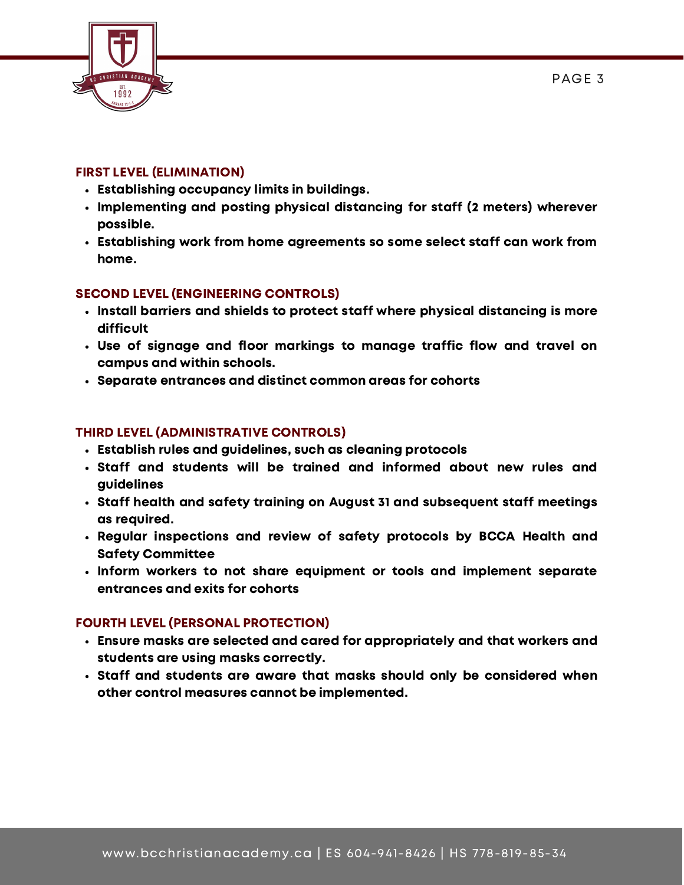### FIRST LEVEL (ELIMINATION)

- **Establishing occupancy limits in buildings.**
- **Implementing and posting physical distancing for staff (2 meters) wherever possible.**
- **Establishing work from home agreements so some select staff can work from home.**

### SECOND LEVEL (ENGINEERING CONTROLS)

- **Install barriers and shields to protect staff where physical distancing is more difficult**
- **Use of signage and floor markings to manage traffic flow and travel on campus and within schools.**
- **Separate entrances and distinct common areas for cohorts**

### THIRD LEVEL (ADMINISTRATIVE CONTROLS)

- **Establish rules and guidelines, such as cleaning protocols**
- **Staff and students will be trained and informed about new rules and guidelines**
- **Staff health and safety training on August 31 and subsequent staff meetings as required.**
- **Regular inspections and review of safety protocols by BCCA Health and Safety Committee**
- **Inform workers to not share equipment or tools and implement separate entrances and exits for cohorts**

### FOURTH LEVEL (PERSONAL PROTECTION)

- **Ensure masks are selected and cared for appropriately and that workers and students are using masks correctly.**
- **Staff and students are aware that masks should only be considered when other control measures cannot be implemented.**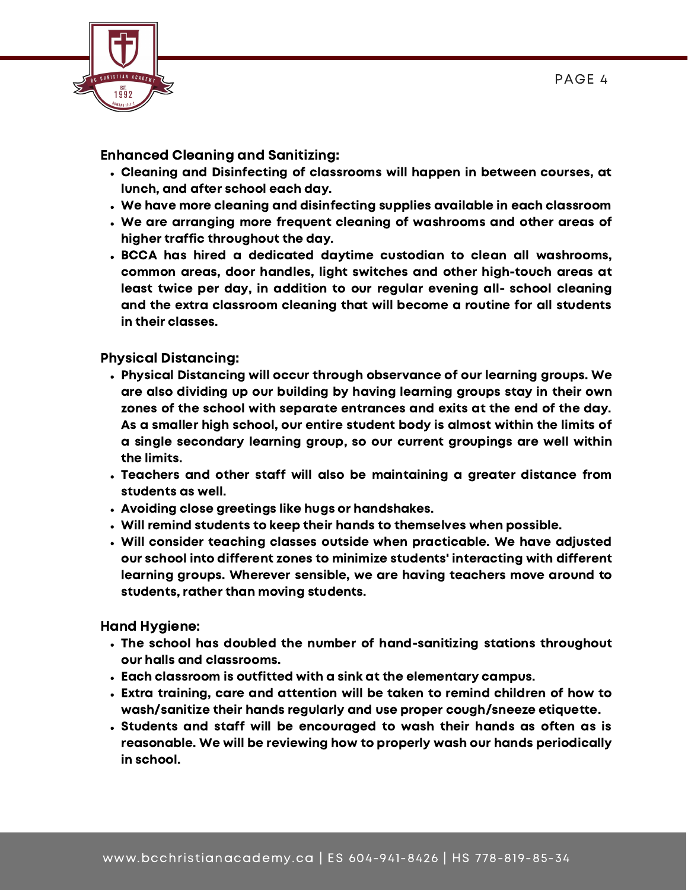### Enhanced Cleaning and Sanitizing:

- **Cleaning and Disinfecting of classrooms will happen in between courses, at lunch, and after school each day.**
- **We have more cleaning and disinfecting supplies available in each classroom**
- **We are arranging more frequent cleaning of washrooms and other areas of higher traffic throughout the day.**
- **BCCA has hired a dedicated daytime custodian to clean all washrooms, common areas, door handles, light switches and other high-touch areas at least twice per day, in addition to our regular evening all- school cleaning and the extra classroom cleaning that will become a routine for all students in their classes.**

### Physical Distancing:

- **Physical Distancing will occur through observance of our learning groups. We are also dividing up our building by having learning groups stay in their own zones of the school with separate entrances and exits at the end of the day. As a smaller high school, our entire student body is almost within the limits of a single secondary learning group, so our current groupings are well within the limits.**
- **Teachers and other staff will also be maintaining a greater distance from students as well.**
- **Avoiding close greetings like hugs or handshakes.**
- **Will remind students to keep their hands to themselves when possible.**
- **Will consider teaching classes outside when practicable. We have adjusted our school into different zones to minimize students' interacting with different learning groups. Wherever sensible, we are having teachers move around to students, rather than moving students.**

### Hand Hygiene:

- **The school has doubled the number of hand-sanitizing stations throughout our halls and classrooms.**
- **Each classroom is outfitted with a sink at the elementary campus.**
- **Extra training, care and attention will be taken to remind children of how to wash/sanitize their hands regularly and use proper cough/sneeze etiquette.**
- **Students and staff will be encouraged to wash their hands as often as is reasonable. We will be reviewing how to properly wash our hands periodically in school.**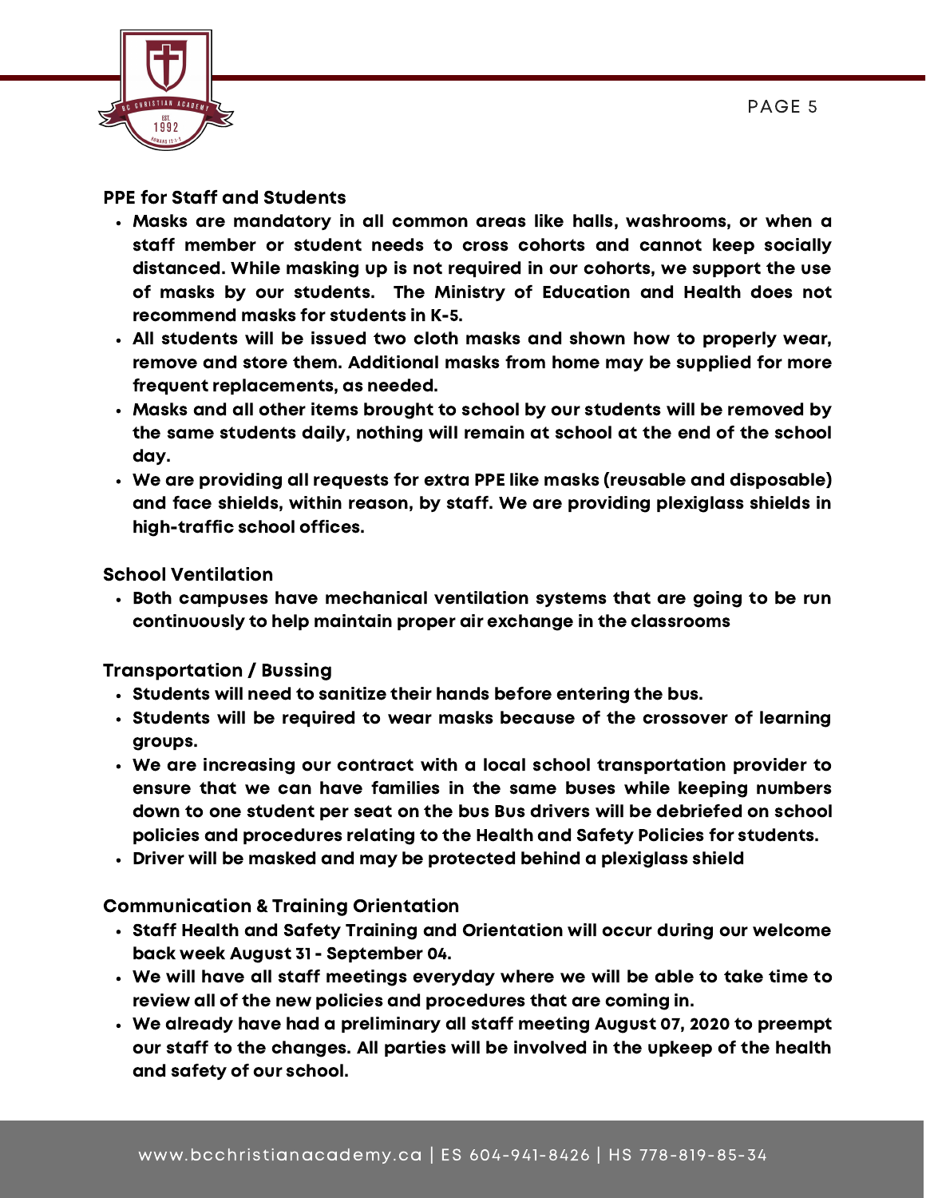### PPE for Staff and Students

- **Masks are mandatory in all common areas like halls, washrooms, or when a staff member or student needs to cross cohorts and cannot keep socially distanced. While masking up is not required in our cohorts, we support the use of masks by our students. The Ministry of Education and Health does not recommend masks for students in K-5.**
- **All students will be issued two cloth masks and shown how to properly wear, remove and store them. Additional masks from home may be supplied for more frequent replacements, as needed.**
- **Masks and all other items brought to school by our students will be removed by the same students daily, nothing will remain at school at the end of the school day.**
- **We are providing all requests for extra PPE like masks (reusable and disposable) and face shields, within reason, by staff. We are providing plexiglass shields in high-traffic school offices.**

### School Ventilation

- **Both campuses have mechanical ventilation systems that are going to be run continuously to help maintain proper air exchange in the classrooms**

### Transportation / Bussing

- **Students will need to sanitize their hands before entering the bus.**
- **Students will be required to wear masks because of the crossover of learning groups.**
- **We are increasing our contract with a local school transportation provider to ensure that we can have families in the same buses while keeping numbers down to one student per seat on the bus Bus drivers will be debriefed on school policies and procedures relating to the Health and Safety Policies for students.**
- **Driver will be masked and may be protected behind a plexiglass shield**

### Communication & Training Orientation

- **Staff Health and Safety Training and Orientation will occur during our welcome back week August 31 - September 04.**
- **We will have all staff meetings everyday where we will be able to take time to review all of the new policies and procedures that are coming in.**
- **We already have had a preliminary all staff meeting August 07, 2020 to preempt our staff to the changes. All parties will be involved in the upkeep of the health and safety of our school.**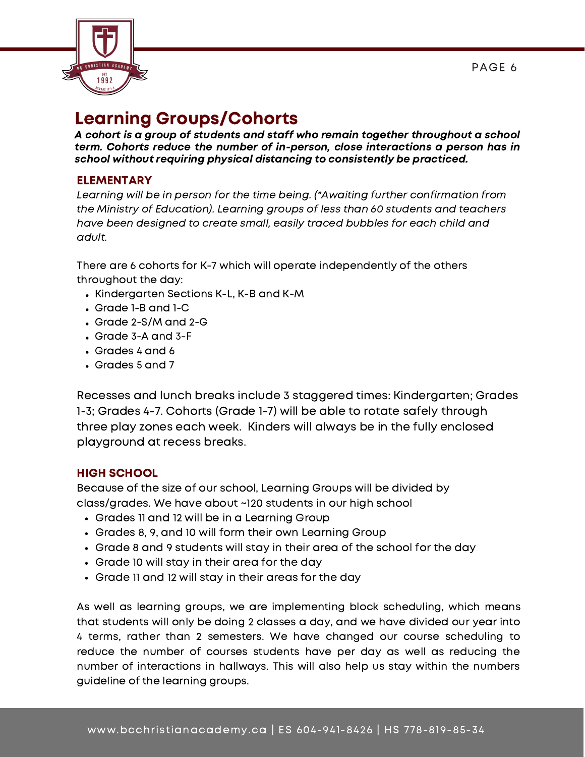# Learning Groups/Cohorts

***A cohort is a group of students and staff who remain together throughout a school term. Cohorts reduce the number of in-person, close interactions a person has in school without requiring physical distancing to consistently be practiced.***

## ELEMENTARY

*Learning will be in person for the time being. (\*Awaiting further confirmation from the Ministry of Education). Learning groups of less than 60 students and teachers have been designed to create small, easily traced bubbles for each child and adult.*

There are 6 cohorts for K-7 which will operate independently of the others throughout the day:

- Kindergarten Sections K-L, K-B and K-M
- Grade 1-B and 1-C
- Grade 2-S/M and 2-G
- Grade 3-A and 3-F
- Grades 4 and 6
- Grades 5 and 7

Recesses and lunch breaks include 3 staggered times: Kindergarten; Grades 1-3; Grades 4-7. Cohorts (Grade 1-7) will be able to rotate safely through three play zones each week. Kinders will always be in the fully enclosed playground at recess breaks.

## HIGH SCHOOL

Because of the size of our school, Learning Groups will be divided by class/grades. We have about ~120 students in our high school

- Grades 11 and 12 will be in a Learning Group
- Grades 8, 9, and 10 will form their own Learning Group
- Grade 8 and 9 students will stay in their area of the school for the day
- Grade 10 will stay in their area for the day
- Grade 11 and 12 will stay in their areas for the day

As well as learning groups, we are implementing block scheduling, which means that students will only be doing 2 classes a day, and we have divided our year into 4 terms, rather than 2 semesters. We have changed our course scheduling to reduce the number of courses students have per day as well as reducing the number of interactions in hallways. This will also help us stay within the numbers guideline of the learning groups.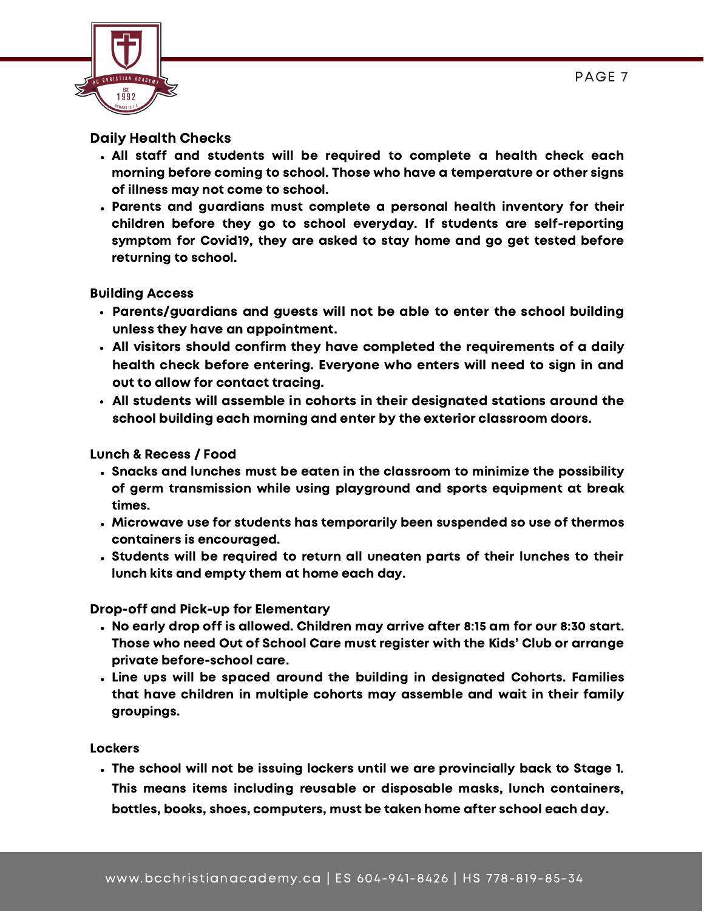### Daily Health Checks

- **All staff and students will be required to complete a health check each morning before coming to school. Those who have a temperature or other signs of illness may not come to school.**
- **Parents and guardians must complete a personal health inventory for their children before they go to school everyday. If students are self-reporting symptom for Covid19, they are asked to stay home and go get tested before returning to school.**

### Building Access

- **Parents/guardians and guests will not be able to enter the school building unless they have an appointment.**
- **All visitors should confirm they have completed the requirements of a daily health check before entering. Everyone who enters will need to sign in and out to allow for contact tracing.**
- **All students will assemble in cohorts in their designated stations around the school building each morning and enter by the exterior classroom doors.**

### Lunch & Recess / Food

- **Snacks and lunches must be eaten in the classroom to minimize the possibility of germ transmission while using playground and sports equipment at break times.**
- **Microwave use for students has temporarily been suspended so use of thermos containers is encouraged.**
- **Students will be required to return all uneaten parts of their lunches to their lunch kits and empty them at home each day.**

### Drop-off and Pick-up for Elementary

- **No early drop off is allowed. Children may arrive after 8:15 am for our 8:30 start. Those who need Out of School Care must register with the Kids' Club or arrange private before-school care.**
- **Line ups will be spaced around the building in designated Cohorts. Families that have children in multiple cohorts may assemble and wait in their family groupings.**

### Lockers

- **The school will not be issuing lockers until we are provincially back to Stage 1. This means items including reusable or disposable masks, lunch containers, bottles, books, shoes, computers, must be taken home after school each day.**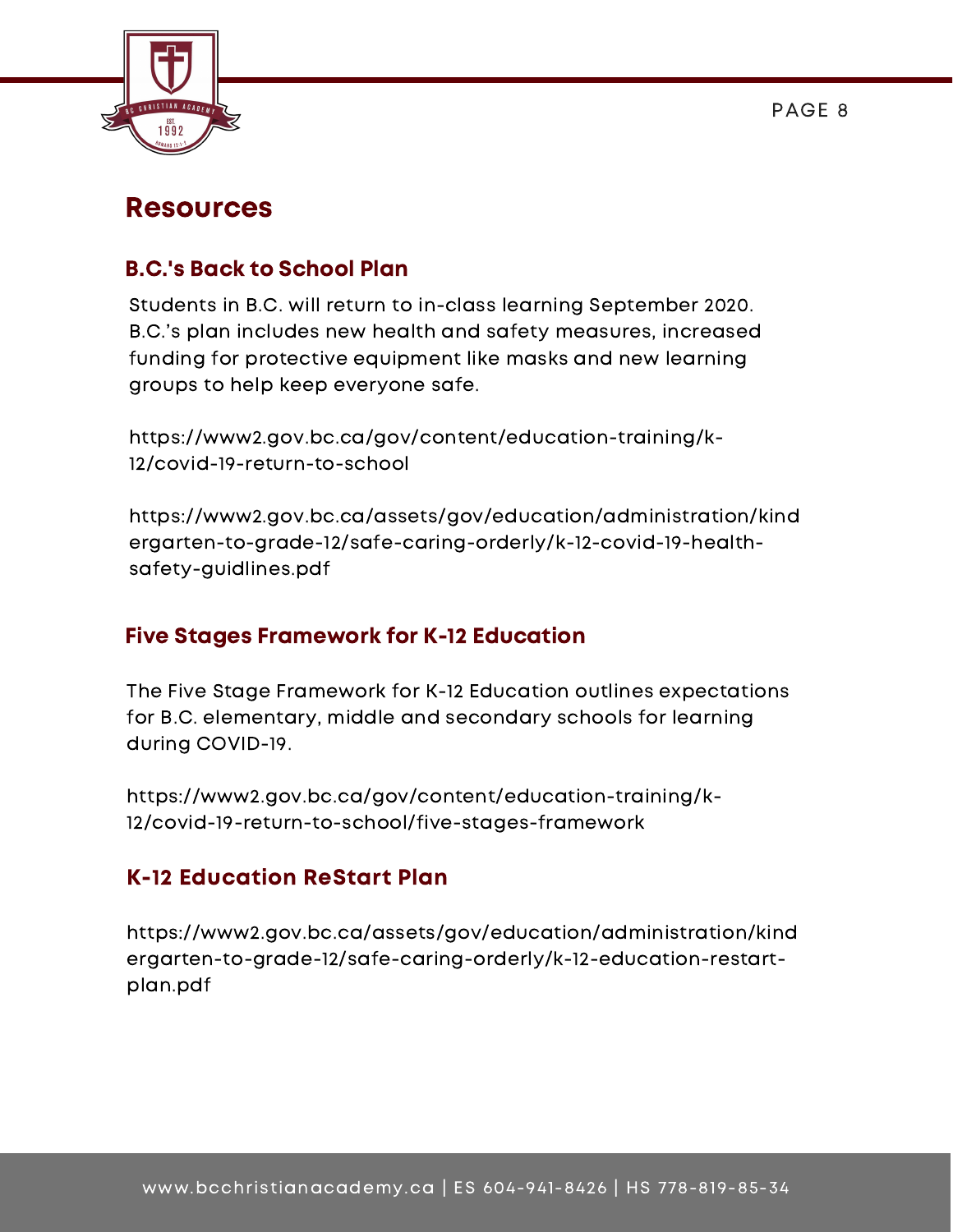# Resources

## B.C.'s Back to School Plan

Students in B.C. will return to in-class learning September 2020. B.C.'s plan includes new health and safety measures, increased funding for protective equipment like masks and new learning groups to help keep everyone safe.

https://www2.gov.bc.ca/gov/content/education-training/k-12/covid-19-return-to-school

https://www2.gov.bc.ca/assets/gov/education/administration/kindergarten-to-grade-12/safe-caring-orderly/k-12-covid-19-health-safety-guidlines.pdf

## Five Stages Framework for K-12 Education

The Five Stage Framework for K-12 Education outlines expectations for B.C. elementary, middle and secondary schools for learning during COVID-19.

https://www2.gov.bc.ca/gov/content/education-training/k-12/covid-19-return-to-school/five-stages-framework

## K-12 Education ReStart Plan

https://www2.gov.bc.ca/assets/gov/education/administration/kindergarten-to-grade-12/safe-caring-orderly/k-12-education-restart-plan.pdf